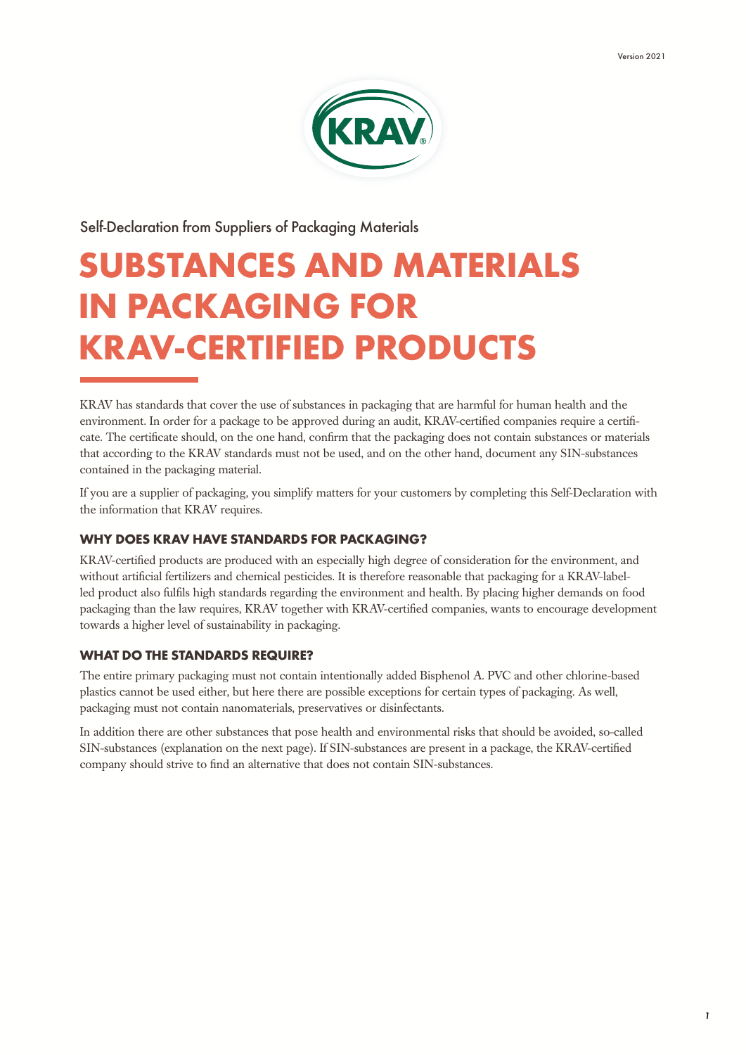Self-Declaration from Suppliers of Packaging Materials

# SUBSTANCES AND MATERIALS IN PACKAGING FOR KRAV-CERTIFIED PRODUCTS

KRAV has standards that cover the use of substances in packaging that are harmful for human health and the environment. In order for a package to be approved during an audit, KRAV-certified companies require a certificate. The certificate should, on the one hand, confirm that the packaging does not contain substances or materials that according to the KRAV standards must not be used, and on the other hand, document any SIN-substances contained in the packaging material.

If you are a supplier of packaging, you simplify matters for your customers by completing this Self-Declaration with the information that KRAV requires.

### WHY DOES KRAV HAVE STANDARDS FOR PACKAGING?

KRAV-certified products are produced with an especially high degree of consideration for the environment, and without artificial fertilizers and chemical pesticides. It is therefore reasonable that packaging for a KRAV-labelled product also fulfils high standards regarding the environment and health. By placing higher demands on food packaging than the law requires, KRAV together with KRAV-certified companies, wants to encourage development towards a higher level of sustainability in packaging.

### WHAT DO THE STANDARDS REQUIRE?

The entire primary packaging must not contain intentionally added Bisphenol A. PVC and other chlorine-based plastics cannot be used either, but here there are possible exceptions for certain types of packaging. As well, packaging must not contain nanomaterials, preservatives or disinfectants.

In addition there are other substances that pose health and environmental risks that should be avoided, so-called SIN-substances (explanation on the next page). If SIN-substances are present in a package, the KRAV-certified company should strive to find an alternative that does not contain SIN-substances.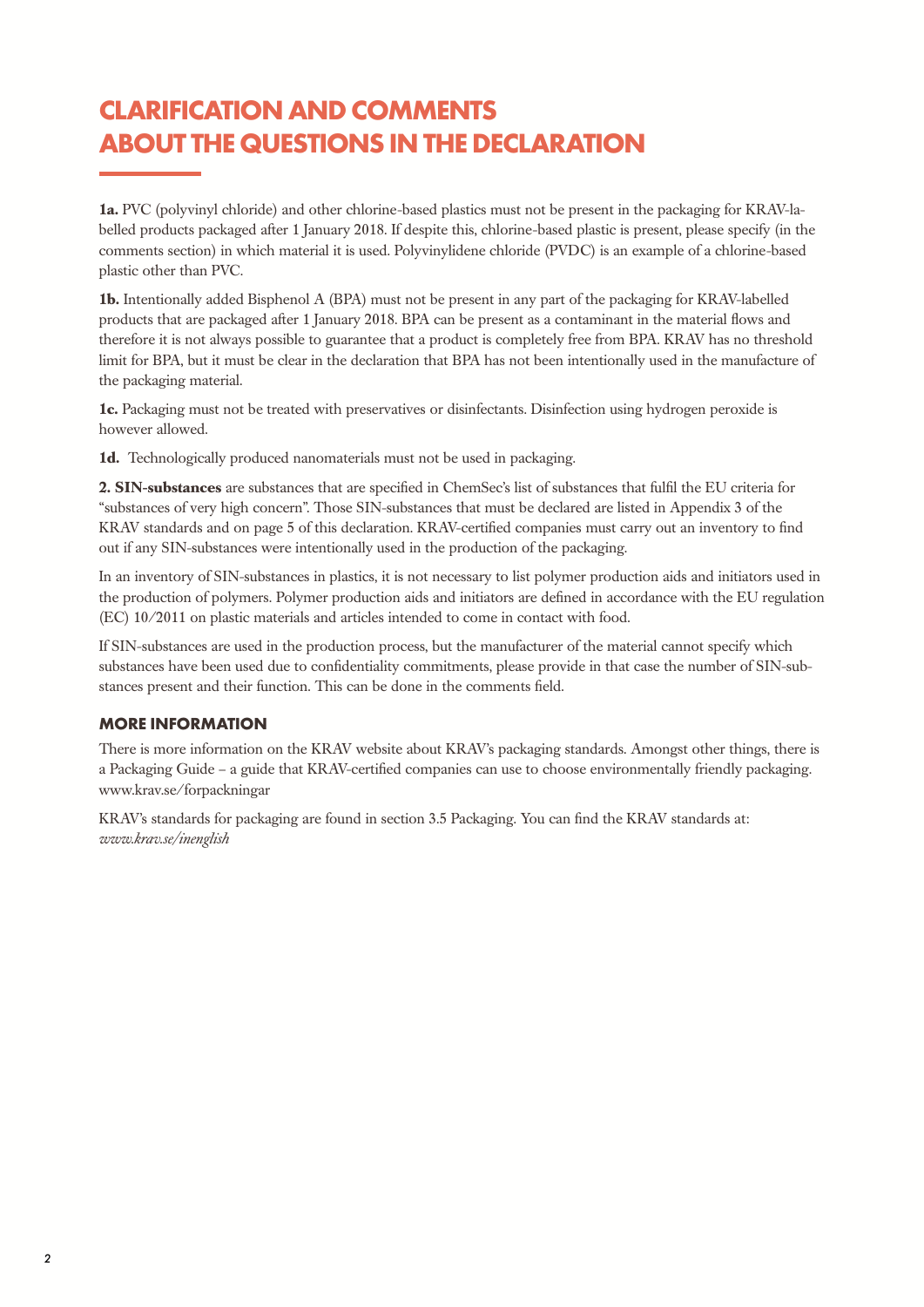# CLARIFICATION AND COMMENTS ABOUT THE QUESTIONS IN THE DECLARATION

**1a.** PVC (polyvinyl chloride) and other chlorine-based plastics must not be present in the packaging for KRAV-labelled products packaged after 1 January 2018. If despite this, chlorine-based plastic is present, please specify (in the comments section) in which material it is used. Polyvinylidene chloride (PVDC) is an example of a chlorine-based plastic other than PVC.

**1b.** Intentionally added Bisphenol A (BPA) must not be present in any part of the packaging for KRAV-labelled products that are packaged after 1 January 2018. BPA can be present as a contaminant in the material flows and therefore it is not always possible to guarantee that a product is completely free from BPA. KRAV has no threshold limit for BPA, but it must be clear in the declaration that BPA has not been intentionally used in the manufacture of the packaging material.

**1c.** Packaging must not be treated with preservatives or disinfectants. Disinfection using hydrogen peroxide is however allowed.

**1d.** Technologically produced nanomaterials must not be used in packaging.

**2. SIN-substances** are substances that are specified in ChemSec's list of substances that fulfil the EU criteria for "substances of very high concern". Those SIN-substances that must be declared are listed in Appendix 3 of the KRAV standards and on page 5 of this declaration. KRAV-certified companies must carry out an inventory to find out if any SIN-substances were intentionally used in the production of the packaging.

In an inventory of SIN-substances in plastics, it is not necessary to list polymer production aids and initiators used in the production of polymers. Polymer production aids and initiators are defined in accordance with the EU regulation (EC) 10/2011 on plastic materials and articles intended to come in contact with food.

If SIN-substances are used in the production process, but the manufacturer of the material cannot specify which substances have been used due to confidentiality commitments, please provide in that case the number of SIN-substances present and their function. This can be done in the comments field.

### MORE INFORMATION

There is more information on the KRAV website about KRAV's packaging standards. Amongst other things, there is a Packaging Guide – a guide that KRAV-certified companies can use to choose environmentally friendly packaging. www.krav.se/forpackningar

KRAV's standards for packaging are found in section 3.5 Packaging. You can find the KRAV standards at: *www.krav.se/inenglish*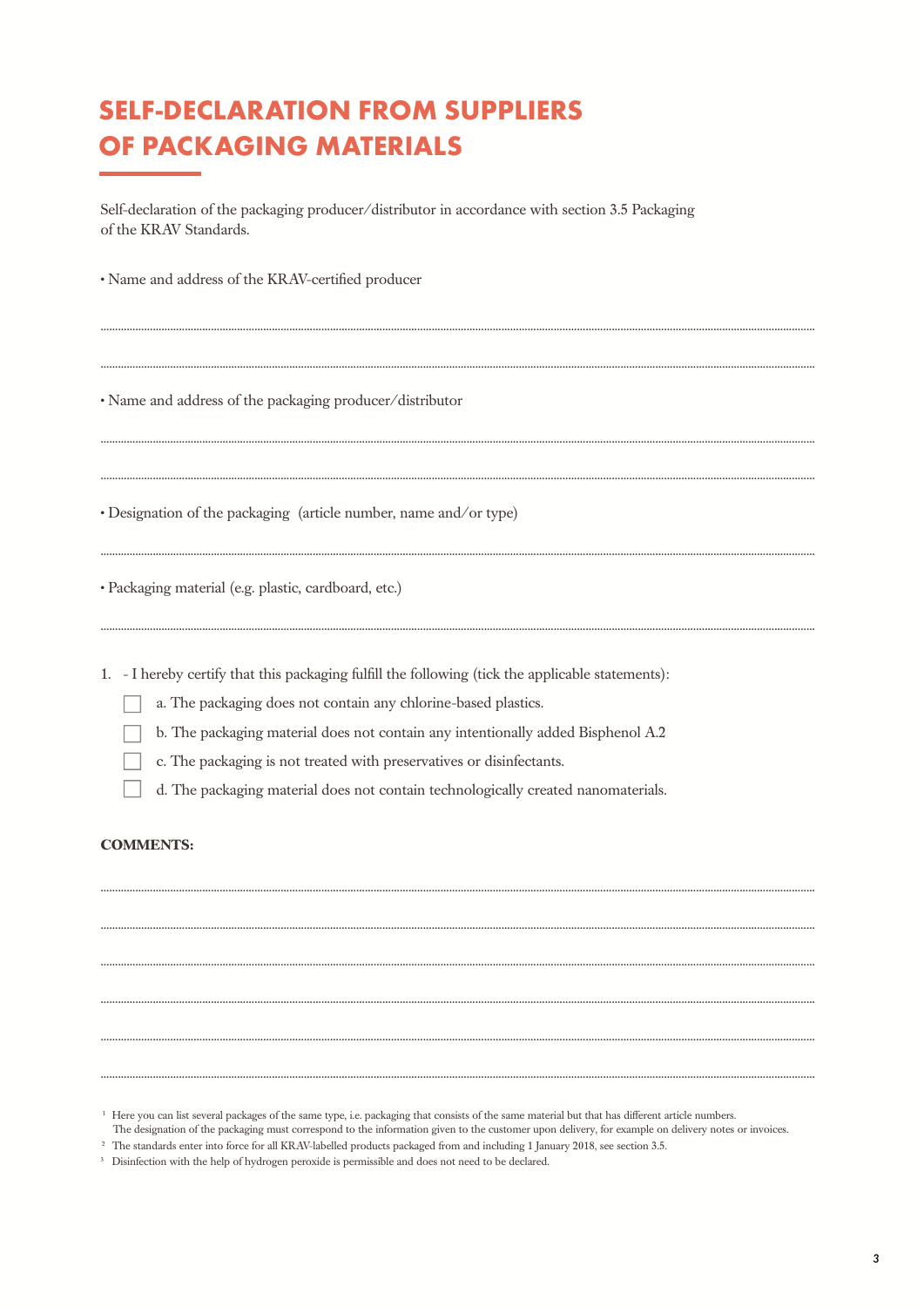# SELF-DECLARATION FROM SUPPLIERS OF PACKAGING MATERIALS

Self-declaration of the packaging producer/distributor in accordance with section 3.5 Packaging of the KRAV Standards.

- Name and address of the KRAV-certified producer

........................................................................................................................................

........................................................................................................................................

- Name and address of the packaging producer/distributor

........................................................................................................................................

........................................................................................................................................

- Designation of the packaging (article number, name and/or type)

........................................................................................................................................

- Packaging material (e.g. plastic, cardboard, etc.)

........................................................................................................................................

1. - I hereby certify that this packaging fulfill the following (tick the applicable statements):

   - ☐ a. The packaging does not contain any chlorine-based plastics.
   - ☐ b. The packaging material does not contain any intentionally added Bisphenol A.2
   - ☐ c. The packaging is not treated with preservatives or disinfectants.
   - ☐ d. The packaging material does not contain technologically created nanomaterials.

**COMMENTS:**

........................................................................................................................................

........................................................................................................................................

........................................................................................................................................

........................................................................................................................................

........................................................................................................................................

........................................................................................................................................

[1] Here you can list several packages of the same type, i.e. packaging that consists of the same material but that has different article numbers. The designation of the packaging must correspond to the information given to the customer upon delivery, for example on delivery notes or invoices.

[2] The standards enter into force for all KRAV-labelled products packaged from and including 1 January 2018, see section 3.5.

[3] Disinfection with the help of hydrogen peroxide is permissible and does not need to be declared.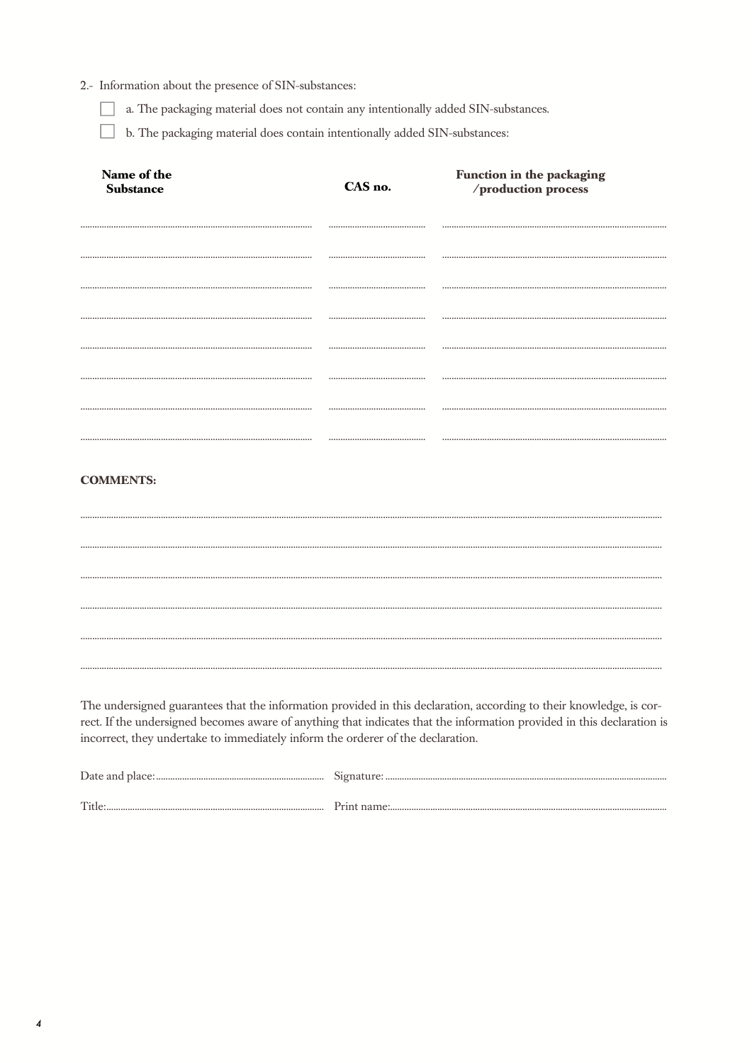2.- Information about the presence of SIN-substances:

- [ ] a. The packaging material does not contain any intentionally added SIN-substances.
- [ ] b. The packaging material does contain intentionally added SIN-substances:

| Name of the Substance | CAS no. | Function in the packaging /production process |
| --- | --- | --- |
| | | |
| | | |
| | | |
| | | |
| | | |
| | | |
| | | |
| | | |

**COMMENTS:**

.....................................................................................................................................................

.....................................................................................................................................................

.....................................................................................................................................................

.....................................................................................................................................................

.....................................................................................................................................................

.....................................................................................................................................................

The undersigned guarantees that the information provided in this declaration, according to their knowledge, is correct. If the undersigned becomes aware of anything that indicates that the information provided in this declaration is incorrect, they undertake to immediately inform the orderer of the declaration.

Date and place:.................................................... Signature: ....................................................................................

Title:............................................................................. Print name:...................................................................................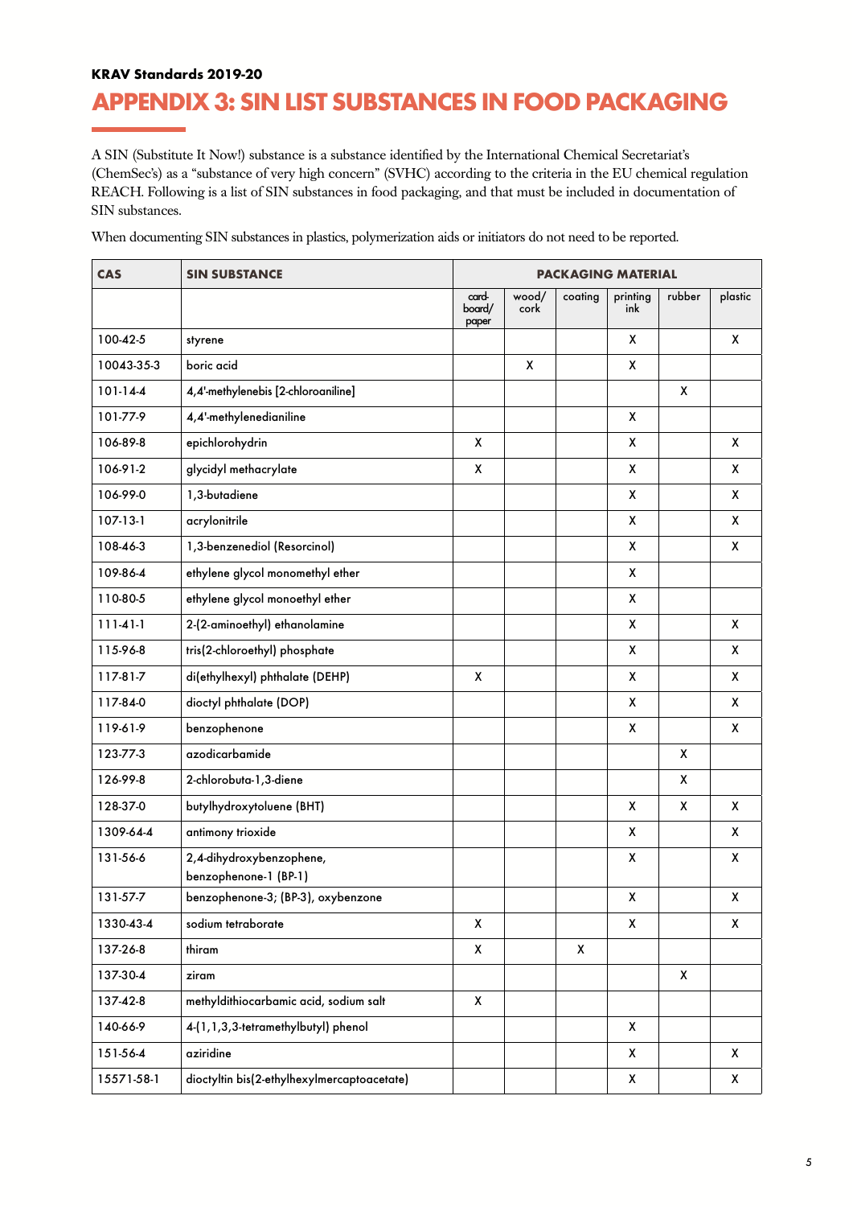**KRAV Standards 2019-20**

# APPENDIX 3: SIN LIST SUBSTANCES IN FOOD PACKAGING

A SIN (Substitute It Now!) substance is a substance identified by the International Chemical Secretariat's (ChemSec's) as a "substance of very high concern" (SVHC) according to the criteria in the EU chemical regulation REACH. Following is a list of SIN substances in food packaging, and that must be included in documentation of SIN substances.

When documenting SIN substances in plastics, polymerization aids or initiators do not need to be reported.

| CAS | SIN SUBSTANCE | PACKAGING MATERIAL | | | | | |
|---|---|---|---|---|---|---|---|
| | | card-board/ paper | wood/ cork | coating | printing ink | rubber | plastic |
| 100-42-5 | styrene | | | | X | | X |
| 10043-35-3 | boric acid | | X | | X | | |
| 101-14-4 | 4,4'-methylenebis [2-chloroaniline] | | | | | X | |
| 101-77-9 | 4,4'-methylenedianiline | | | | X | | |
| 106-89-8 | epichlorohydrin | X | | | X | | X |
| 106-91-2 | glycidyl methacrylate | X | | | X | | X |
| 106-99-0 | 1,3-butadiene | | | | X | | X |
| 107-13-1 | acrylonitrile | | | | X | | X |
| 108-46-3 | 1,3-benzenediol (Resorcinol) | | | | X | | X |
| 109-86-4 | ethylene glycol monomethyl ether | | | | X | | |
| 110-80-5 | ethylene glycol monoethyl ether | | | | X | | |
| 111-41-1 | 2-(2-aminoethyl) ethanolamine | | | | X | | X |
| 115-96-8 | tris(2-chloroethyl) phosphate | | | | X | | X |
| 117-81-7 | di(ethylhexyl) phthalate (DEHP) | X | | | X | | X |
| 117-84-0 | dioctyl phthalate (DOP) | | | | X | | X |
| 119-61-9 | benzophenone | | | | X | | X |
| 123-77-3 | azodicarbamide | | | | | X | |
| 126-99-8 | 2-chlorobuta-1,3-diene | | | | | X | |
| 128-37-0 | butylhydroxytoluene (BHT) | | | | X | X | X |
| 1309-64-4 | antimony trioxide | | | | X | | X |
| 131-56-6 | 2,4-dihydroxybenzophene, benzophenone-1 (BP-1) | | | | X | | X |
| 131-57-7 | benzophenone-3; (BP-3), oxybenzone | | | | X | | X |
| 1330-43-4 | sodium tetraborate | X | | | X | | X |
| 137-26-8 | thiram | X | | X | | | |
| 137-30-4 | ziram | | | | | X | |
| 137-42-8 | methyldithiocarbamic acid, sodium salt | X | | | | | |
| 140-66-9 | 4-(1,1,3,3-tetramethylbutyl) phenol | | | | X | | |
| 151-56-4 | aziridine | | | | X | | X |
| 15571-58-1 | dioctyltin bis(2-ethylhexylmercaptoacetate) | | | | X | | X |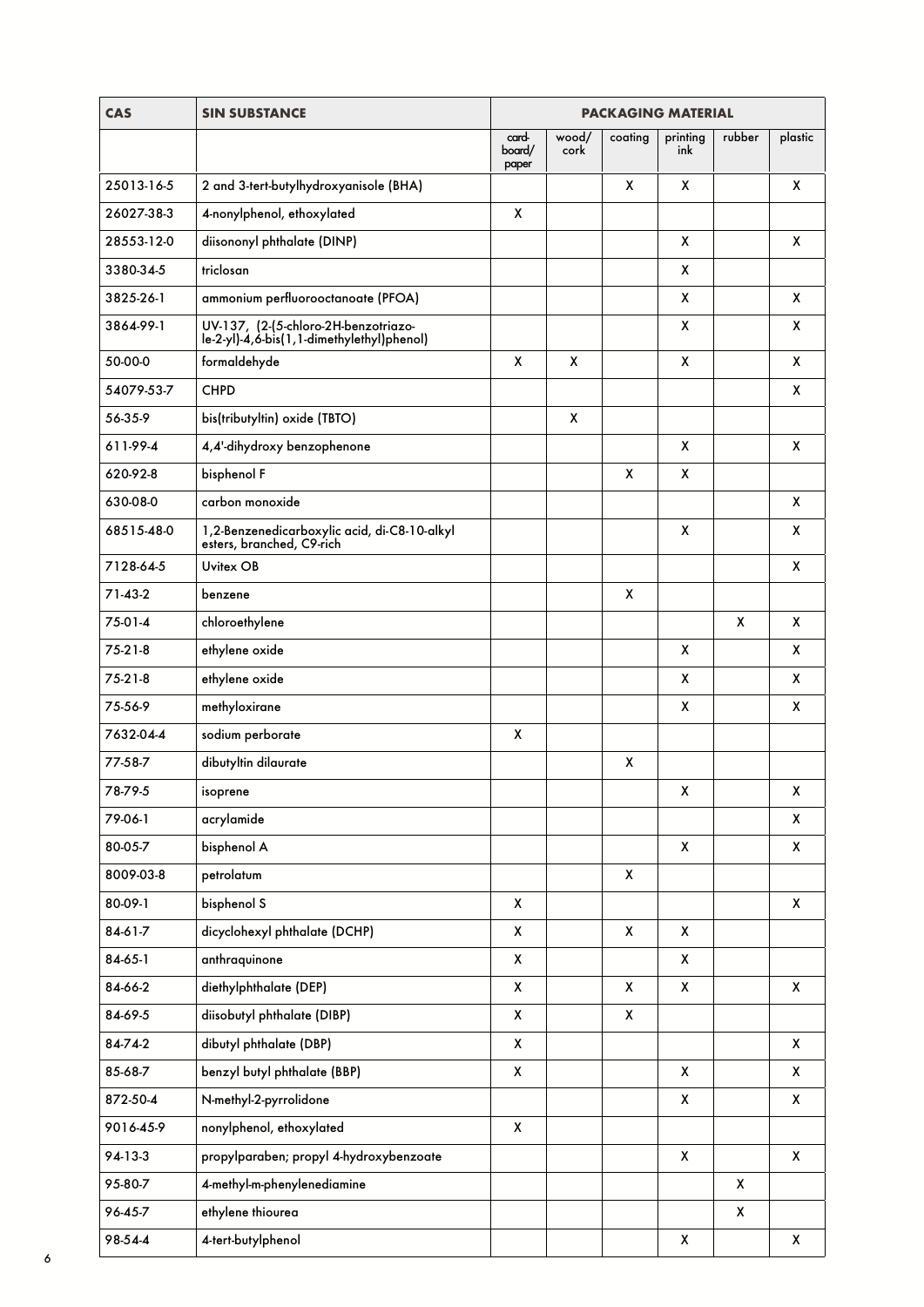| CAS | SIN SUBSTANCE | PACKAGING MATERIAL | | | | | |
|---|---|---|---|---|---|---|---|
| | | card-board/ paper | wood/ cork | coating | printing ink | rubber | plastic |
| 25013-16-5 | 2 and 3-tert-butylhydroxyanisole (BHA) | | | X | X | | X |
| 26027-38-3 | 4-nonylphenol, ethoxylated | X | | | | | |
| 28553-12-0 | diisononyl phthalate (DINP) | | | | X | | X |
| 3380-34-5 | triclosan | | | | X | | |
| 3825-26-1 | ammonium perfluorooctanoate (PFOA) | | | | X | | X |
| 3864-99-1 | UV-137, (2-(5-chloro-2H-benzotriazo-le-2-yl)-4,6-bis(1,1-dimethylethyl)phenol) | | | | X | | X |
| 50-00-0 | formaldehyde | X | X | | X | | X |
| 54079-53-7 | CHPD | | | | | | X |
| 56-35-9 | bis(tributyltin) oxide (TBTO) | | X | | | | |
| 611-99-4 | 4,4'-dihydroxy benzophenone | | | | X | | X |
| 620-92-8 | bisphenol F | | | X | X | | |
| 630-08-0 | carbon monoxide | | | | | | X |
| 68515-48-0 | 1,2-Benzenedicarboxylic acid, di-C8-10-alkyl esters, branched, C9-rich | | | | X | | X |
| 7128-64-5 | Uvitex OB | | | | | | X |
| 71-43-2 | benzene | | | X | | | |
| 75-01-4 | chloroethylene | | | | | X | X |
| 75-21-8 | ethylene oxide | | | | X | | X |
| 75-21-8 | ethylene oxide | | | | X | | X |
| 75-56-9 | methyloxirane | | | | X | | X |
| 7632-04-4 | sodium perborate | X | | | | | |
| 77-58-7 | dibutyltin dilaurate | | | X | | | |
| 78-79-5 | isoprene | | | | X | | X |
| 79-06-1 | acrylamide | | | | | | X |
| 80-05-7 | bisphenol A | | | | X | | X |
| 8009-03-8 | petrolatum | | | X | | | |
| 80-09-1 | bisphenol S | X | | | | | X |
| 84-61-7 | dicyclohexyl phthalate (DCHP) | X | | X | X | | |
| 84-65-1 | anthraquinone | X | | | X | | |
| 84-66-2 | diethylphthalate (DEP) | X | | X | X | | X |
| 84-69-5 | diisobutyl phthalate (DIBP) | X | | X | | | |
| 84-74-2 | dibutyl phthalate (DBP) | X | | | | | X |
| 85-68-7 | benzyl butyl phthalate (BBP) | X | | | X | | X |
| 872-50-4 | N-methyl-2-pyrrolidone | | | | X | | X |
| 9016-45-9 | nonylphenol, ethoxylated | X | | | | | |
| 94-13-3 | propylparaben; propyl 4-hydroxybenzoate | | | | X | | X |
| 95-80-7 | 4-methyl-m-phenylenediamine | | | | | X | |
| 96-45-7 | ethylene thiourea | | | | | X | |
| 98-54-4 | 4-tert-butylphenol | | | | X | | X |